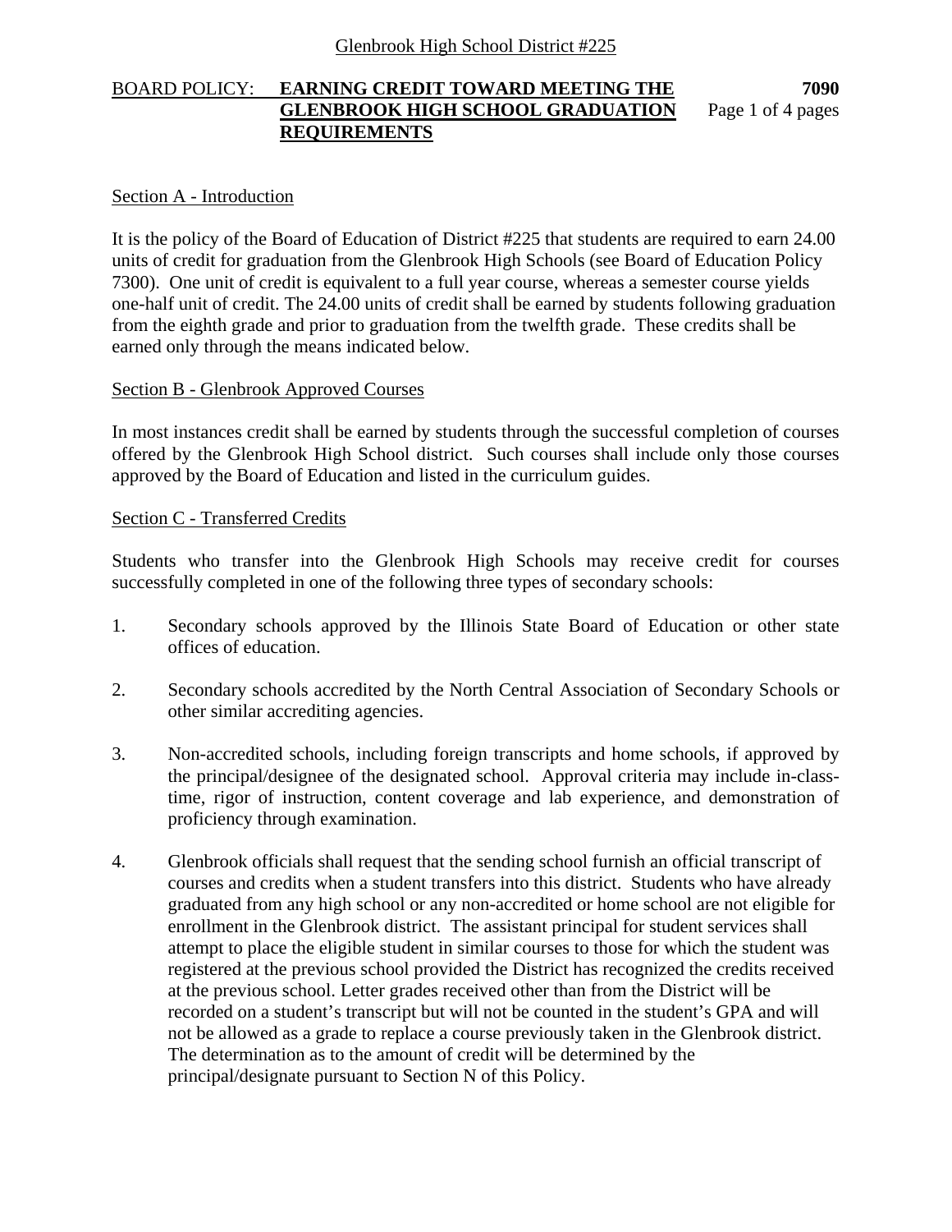Glenbrook High School District #225

BOARD POLICY: **EARNING CREDIT TOWARD MEETING THE GLENBROOK HIGH SCHOOL GRADUATION REQUIREMENTS** **7090**

## Section A - Introduction

It is the policy of the Board of Education of District #225 that students are required to earn 24.00 units of credit for graduation from the Glenbrook High Schools (see Board of Education Policy 7300). One unit of credit is equivalent to a full year course, whereas a semester course yields one-half unit of credit. The 24.00 units of credit shall be earned by students following graduation from the eighth grade and prior to graduation from the twelfth grade. These credits shall be earned only through the means indicated below.

## Section B - Glenbrook Approved Courses

In most instances credit shall be earned by students through the successful completion of courses offered by the Glenbrook High School district. Such courses shall include only those courses approved by the Board of Education and listed in the curriculum guides.

## Section C - Transferred Credits

Students who transfer into the Glenbrook High Schools may receive credit for courses successfully completed in one of the following three types of secondary schools:

1. Secondary schools approved by the Illinois State Board of Education or other state offices of education.

2. Secondary schools accredited by the North Central Association of Secondary Schools or other similar accrediting agencies.

3. Non-accredited schools, including foreign transcripts and home schools, if approved by the principal/designee of the designated school. Approval criteria may include in-class-time, rigor of instruction, content coverage and lab experience, and demonstration of proficiency through examination.

4. Glenbrook officials shall request that the sending school furnish an official transcript of courses and credits when a student transfers into this district. Students who have already graduated from any high school or any non-accredited or home school are not eligible for enrollment in the Glenbrook district. The assistant principal for student services shall attempt to place the eligible student in similar courses to those for which the student was registered at the previous school provided the District has recognized the credits received at the previous school. Letter grades received other than from the District will be recorded on a student's transcript but will not be counted in the student's GPA and will not be allowed as a grade to replace a course previously taken in the Glenbrook district. The determination as to the amount of credit will be determined by the principal/designate pursuant to Section N of this Policy.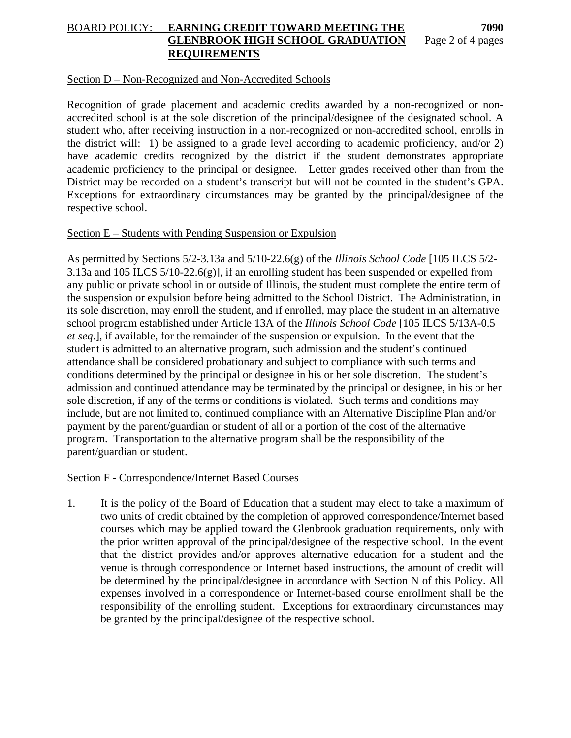Section D – Non-Recognized and Non-Accredited Schools

Recognition of grade placement and academic credits awarded by a non-recognized or non-accredited school is at the sole discretion of the principal/designee of the designated school. A student who, after receiving instruction in a non-recognized or non-accredited school, enrolls in the district will: 1) be assigned to a grade level according to academic proficiency, and/or 2) have academic credits recognized by the district if the student demonstrates appropriate academic proficiency to the principal or designee. Letter grades received other than from the District may be recorded on a student's transcript but will not be counted in the student's GPA. Exceptions for extraordinary circumstances may be granted by the principal/designee of the respective school.

Section E – Students with Pending Suspension or Expulsion

As permitted by Sections 5/2-3.13a and 5/10-22.6(g) of the *Illinois School Code* [105 ILCS 5/2-3.13a and 105 ILCS 5/10-22.6(g)], if an enrolling student has been suspended or expelled from any public or private school in or outside of Illinois, the student must complete the entire term of the suspension or expulsion before being admitted to the School District. The Administration, in its sole discretion, may enroll the student, and if enrolled, may place the student in an alternative school program established under Article 13A of the *Illinois School Code* [105 ILCS 5/13A-0.5 *et seq*.], if available, for the remainder of the suspension or expulsion. In the event that the student is admitted to an alternative program, such admission and the student's continued attendance shall be considered probationary and subject to compliance with such terms and conditions determined by the principal or designee in his or her sole discretion. The student's admission and continued attendance may be terminated by the principal or designee, in his or her sole discretion, if any of the terms or conditions is violated. Such terms and conditions may include, but are not limited to, continued compliance with an Alternative Discipline Plan and/or payment by the parent/guardian or student of all or a portion of the cost of the alternative program. Transportation to the alternative program shall be the responsibility of the parent/guardian or student.

Section F - Correspondence/Internet Based Courses

1. It is the policy of the Board of Education that a student may elect to take a maximum of two units of credit obtained by the completion of approved correspondence/Internet based courses which may be applied toward the Glenbrook graduation requirements, only with the prior written approval of the principal/designee of the respective school. In the event that the district provides and/or approves alternative education for a student and the venue is through correspondence or Internet based instructions, the amount of credit will be determined by the principal/designee in accordance with Section N of this Policy. All expenses involved in a correspondence or Internet-based course enrollment shall be the responsibility of the enrolling student. Exceptions for extraordinary circumstances may be granted by the principal/designee of the respective school.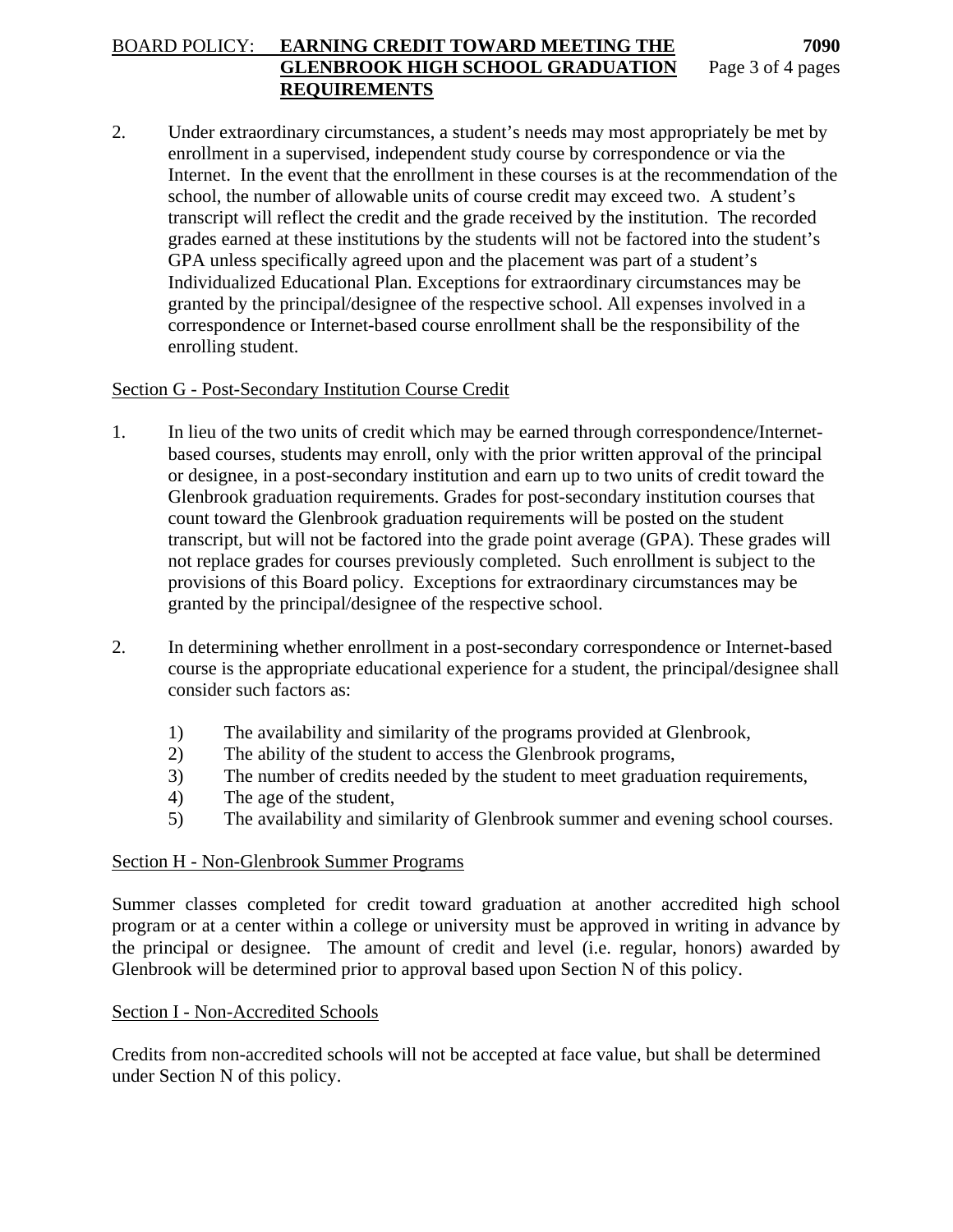2. Under extraordinary circumstances, a student's needs may most appropriately be met by enrollment in a supervised, independent study course by correspondence or via the Internet. In the event that the enrollment in these courses is at the recommendation of the school, the number of allowable units of course credit may exceed two. A student's transcript will reflect the credit and the grade received by the institution. The recorded grades earned at these institutions by the students will not be factored into the student's GPA unless specifically agreed upon and the placement was part of a student's Individualized Educational Plan. Exceptions for extraordinary circumstances may be granted by the principal/designee of the respective school. All expenses involved in a correspondence or Internet-based course enrollment shall be the responsibility of the enrolling student.

## Section G - Post-Secondary Institution Course Credit

1. In lieu of the two units of credit which may be earned through correspondence/Internet-based courses, students may enroll, only with the prior written approval of the principal or designee, in a post-secondary institution and earn up to two units of credit toward the Glenbrook graduation requirements. Grades for post-secondary institution courses that count toward the Glenbrook graduation requirements will be posted on the student transcript, but will not be factored into the grade point average (GPA). These grades will not replace grades for courses previously completed. Such enrollment is subject to the provisions of this Board policy. Exceptions for extraordinary circumstances may be granted by the principal/designee of the respective school.

2. In determining whether enrollment in a post-secondary correspondence or Internet-based course is the appropriate educational experience for a student, the principal/designee shall consider such factors as:

   1) The availability and similarity of the programs provided at Glenbrook,
   2) The ability of the student to access the Glenbrook programs,
   3) The number of credits needed by the student to meet graduation requirements,
   4) The age of the student,
   5) The availability and similarity of Glenbrook summer and evening school courses.

## Section H - Non-Glenbrook Summer Programs

Summer classes completed for credit toward graduation at another accredited high school program or at a center within a college or university must be approved in writing in advance by the principal or designee. The amount of credit and level (i.e. regular, honors) awarded by Glenbrook will be determined prior to approval based upon Section N of this policy.

## Section I - Non-Accredited Schools

Credits from non-accredited schools will not be accepted at face value, but shall be determined under Section N of this policy.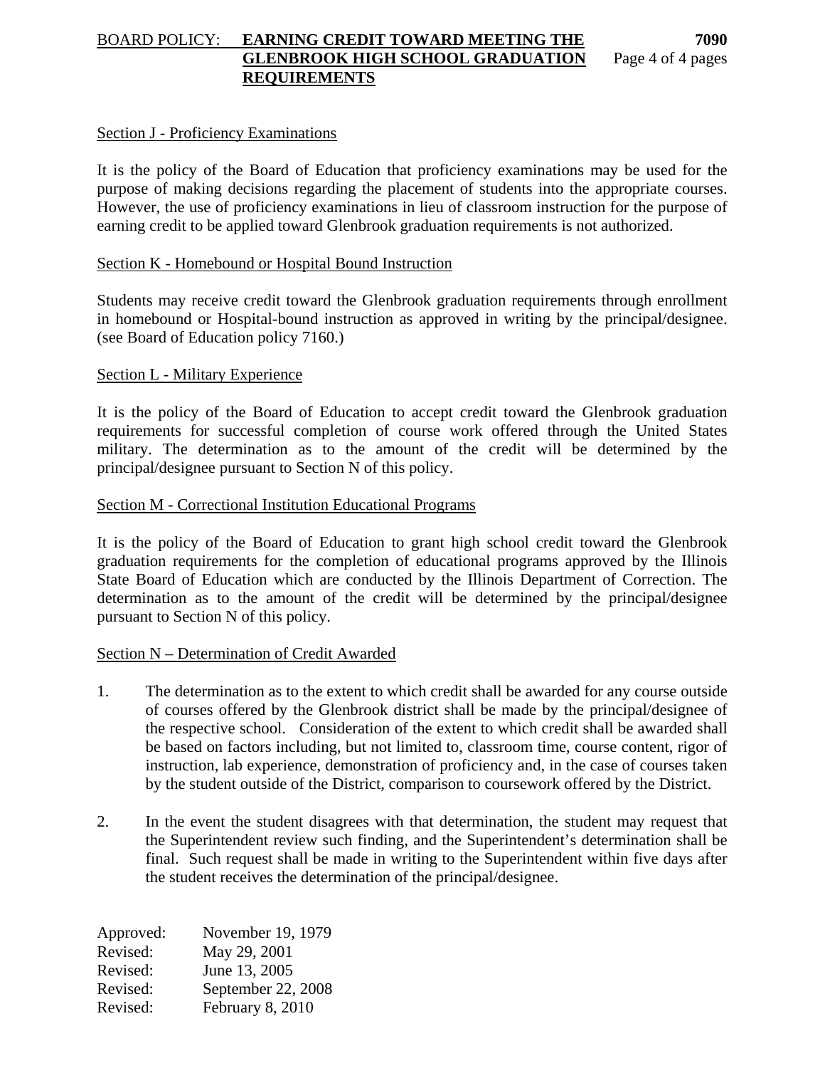## Section J - Proficiency Examinations

It is the policy of the Board of Education that proficiency examinations may be used for the purpose of making decisions regarding the placement of students into the appropriate courses. However, the use of proficiency examinations in lieu of classroom instruction for the purpose of earning credit to be applied toward Glenbrook graduation requirements is not authorized.

## Section K - Homebound or Hospital Bound Instruction

Students may receive credit toward the Glenbrook graduation requirements through enrollment in homebound or Hospital-bound instruction as approved in writing by the principal/designee. (see Board of Education policy 7160.)

## Section L - Military Experience

It is the policy of the Board of Education to accept credit toward the Glenbrook graduation requirements for successful completion of course work offered through the United States military. The determination as to the amount of the credit will be determined by the principal/designee pursuant to Section N of this policy.

## Section M - Correctional Institution Educational Programs

It is the policy of the Board of Education to grant high school credit toward the Glenbrook graduation requirements for the completion of educational programs approved by the Illinois State Board of Education which are conducted by the Illinois Department of Correction. The determination as to the amount of the credit will be determined by the principal/designee pursuant to Section N of this policy.

## Section N – Determination of Credit Awarded

1. The determination as to the extent to which credit shall be awarded for any course outside of courses offered by the Glenbrook district shall be made by the principal/designee of the respective school. Consideration of the extent to which credit shall be awarded shall be based on factors including, but not limited to, classroom time, course content, rigor of instruction, lab experience, demonstration of proficiency and, in the case of courses taken by the student outside of the District, comparison to coursework offered by the District.

2. In the event the student disagrees with that determination, the student may request that the Superintendent review such finding, and the Superintendent's determination shall be final. Such request shall be made in writing to the Superintendent within five days after the student receives the determination of the principal/designee.

| | |
|---|---|
| Approved: | November 19, 1979 |
| Revised: | May 29, 2001 |
| Revised: | June 13, 2005 |
| Revised: | September 22, 2008 |
| Revised: | February 8, 2010 |